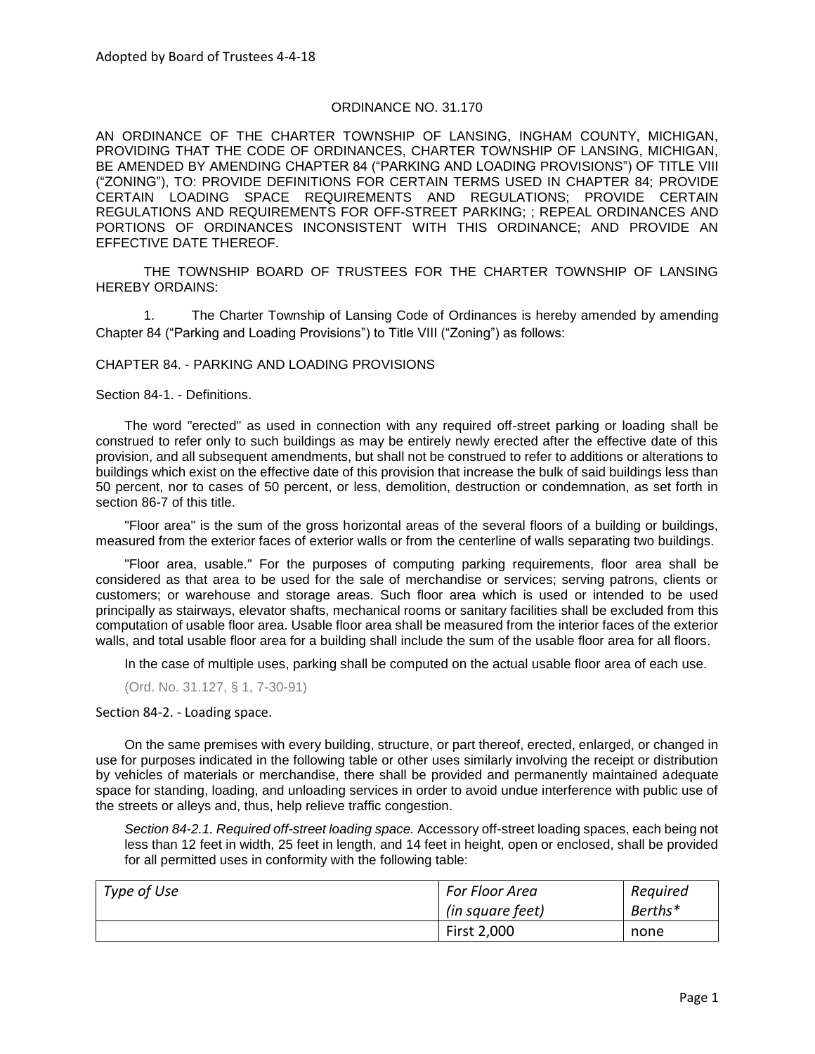Adopted by Board of Trustees 4-4-18

ORDINANCE NO. 31.170

AN ORDINANCE OF THE CHARTER TOWNSHIP OF LANSING, INGHAM COUNTY, MICHIGAN, PROVIDING THAT THE CODE OF ORDINANCES, CHARTER TOWNSHIP OF LANSING, MICHIGAN, BE AMENDED BY AMENDING CHAPTER 84 ("PARKING AND LOADING PROVISIONS") OF TITLE VIII ("ZONING"), TO: PROVIDE DEFINITIONS FOR CERTAIN TERMS USED IN CHAPTER 84; PROVIDE CERTAIN LOADING SPACE REQUIREMENTS AND REGULATIONS; PROVIDE CERTAIN REGULATIONS AND REQUIREMENTS FOR OFF-STREET PARKING; ; REPEAL ORDINANCES AND PORTIONS OF ORDINANCES INCONSISTENT WITH THIS ORDINANCE; AND PROVIDE AN EFFECTIVE DATE THEREOF.

THE TOWNSHIP BOARD OF TRUSTEES FOR THE CHARTER TOWNSHIP OF LANSING HEREBY ORDAINS:

1. The Charter Township of Lansing Code of Ordinances is hereby amended by amending Chapter 84 ("Parking and Loading Provisions") to Title VIII ("Zoning") as follows:

CHAPTER 84. - PARKING AND LOADING PROVISIONS

Section 84-1. - Definitions.

The word "erected" as used in connection with any required off-street parking or loading shall be construed to refer only to such buildings as may be entirely newly erected after the effective date of this provision, and all subsequent amendments, but shall not be construed to refer to additions or alterations to buildings which exist on the effective date of this provision that increase the bulk of said buildings less than 50 percent, nor to cases of 50 percent, or less, demolition, destruction or condemnation, as set forth in section 86-7 of this title.

"Floor area" is the sum of the gross horizontal areas of the several floors of a building or buildings, measured from the exterior faces of exterior walls or from the centerline of walls separating two buildings.

"Floor area, usable." For the purposes of computing parking requirements, floor area shall be considered as that area to be used for the sale of merchandise or services; serving patrons, clients or customers; or warehouse and storage areas. Such floor area which is used or intended to be used principally as stairways, elevator shafts, mechanical rooms or sanitary facilities shall be excluded from this computation of usable floor area. Usable floor area shall be measured from the interior faces of the exterior walls, and total usable floor area for a building shall include the sum of the usable floor area for all floors.

In the case of multiple uses, parking shall be computed on the actual usable floor area of each use.

(Ord. No. 31.127, § 1, 7-30-91)

Section 84-2. - Loading space.

On the same premises with every building, structure, or part thereof, erected, enlarged, or changed in use for purposes indicated in the following table or other uses similarly involving the receipt or distribution by vehicles of materials or merchandise, there shall be provided and permanently maintained adequate space for standing, loading, and unloading services in order to avoid undue interference with public use of the streets or alleys and, thus, help relieve traffic congestion.

*Section 84-2.1. Required off-street loading space.* Accessory off-street loading spaces, each being not less than 12 feet in width, 25 feet in length, and 14 feet in height, open or enclosed, shall be provided for all permitted uses in conformity with the following table:

| *Type of Use* | *For Floor Area (in square feet)* | *Required Berths** |
|---|---|---|
| | First 2,000 | none |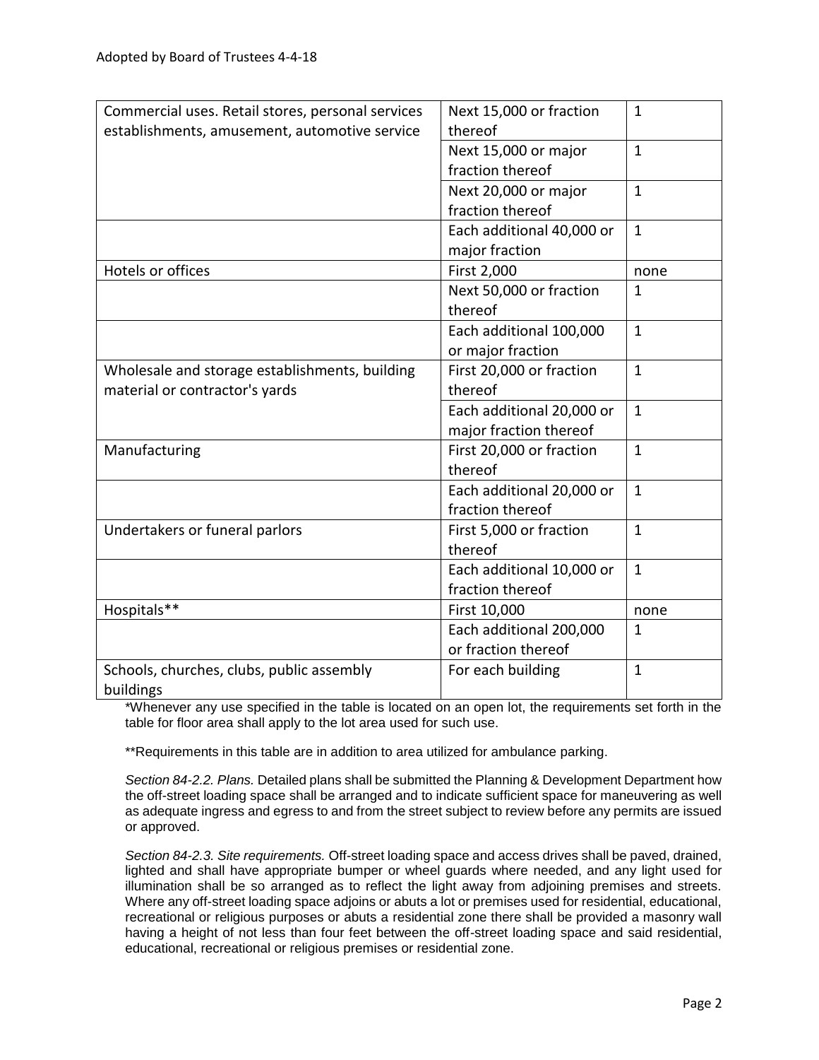| | | |
|---|---|---|
| Commercial uses. Retail stores, personal services establishments, amusement, automotive service | Next 15,000 or fraction thereof | 1 |
| | Next 15,000 or major fraction thereof | 1 |
| | Next 20,000 or major fraction thereof | 1 |
| | Each additional 40,000 or major fraction | 1 |
| Hotels or offices | First 2,000 | none |
| | Next 50,000 or fraction thereof | 1 |
| | Each additional 100,000 or major fraction | 1 |
| Wholesale and storage establishments, building material or contractor's yards | First 20,000 or fraction thereof | 1 |
| | Each additional 20,000 or major fraction thereof | 1 |
| Manufacturing | First 20,000 or fraction thereof | 1 |
| | Each additional 20,000 or fraction thereof | 1 |
| Undertakers or funeral parlors | First 5,000 or fraction thereof | 1 |
| | Each additional 10,000 or fraction thereof | 1 |
| Hospitals** | First 10,000 | none |
| | Each additional 200,000 or fraction thereof | 1 |
| Schools, churches, clubs, public assembly buildings | For each building | 1 |

*Whenever any use specified in the table is located on an open lot, the requirements set forth in the table for floor area shall apply to the lot area used for such use.

**Requirements in this table are in addition to area utilized for ambulance parking.

*Section 84-2.2. Plans.* Detailed plans shall be submitted the Planning & Development Department how the off-street loading space shall be arranged and to indicate sufficient space for maneuvering as well as adequate ingress and egress to and from the street subject to review before any permits are issued or approved.

*Section 84-2.3. Site requirements.* Off-street loading space and access drives shall be paved, drained, lighted and shall have appropriate bumper or wheel guards where needed, and any light used for illumination shall be so arranged as to reflect the light away from adjoining premises and streets. Where any off-street loading space adjoins or abuts a lot or premises used for residential, educational, recreational or religious purposes or abuts a residential zone there shall be provided a masonry wall having a height of not less than four feet between the off-street loading space and said residential, educational, recreational or religious premises or residential zone.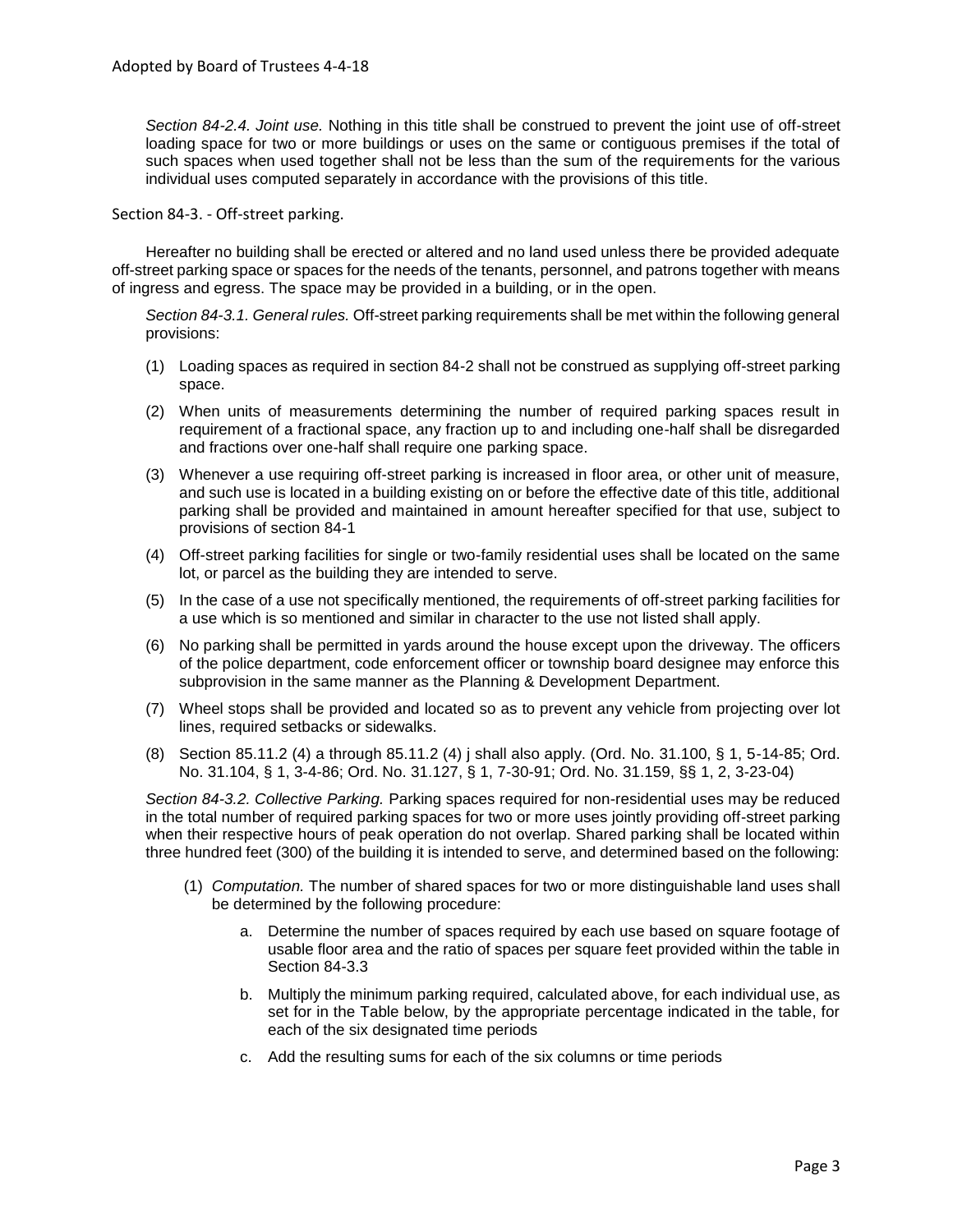*Section 84-2.4. Joint use.* Nothing in this title shall be construed to prevent the joint use of off-street loading space for two or more buildings or uses on the same or contiguous premises if the total of such spaces when used together shall not be less than the sum of the requirements for the various individual uses computed separately in accordance with the provisions of this title.

Section 84-3. - Off-street parking.

Hereafter no building shall be erected or altered and no land used unless there be provided adequate off-street parking space or spaces for the needs of the tenants, personnel, and patrons together with means of ingress and egress. The space may be provided in a building, or in the open.

*Section 84-3.1. General rules.* Off-street parking requirements shall be met within the following general provisions:

(1) Loading spaces as required in section 84-2 shall not be construed as supplying off-street parking space.

(2) When units of measurements determining the number of required parking spaces result in requirement of a fractional space, any fraction up to and including one-half shall be disregarded and fractions over one-half shall require one parking space.

(3) Whenever a use requiring off-street parking is increased in floor area, or other unit of measure, and such use is located in a building existing on or before the effective date of this title, additional parking shall be provided and maintained in amount hereafter specified for that use, subject to provisions of section 84-1

(4) Off-street parking facilities for single or two-family residential uses shall be located on the same lot, or parcel as the building they are intended to serve.

(5) In the case of a use not specifically mentioned, the requirements of off-street parking facilities for a use which is so mentioned and similar in character to the use not listed shall apply.

(6) No parking shall be permitted in yards around the house except upon the driveway. The officers of the police department, code enforcement officer or township board designee may enforce this subprovision in the same manner as the Planning & Development Department.

(7) Wheel stops shall be provided and located so as to prevent any vehicle from projecting over lot lines, required setbacks or sidewalks.

(8) Section 85.11.2 (4) a through 85.11.2 (4) j shall also apply. (Ord. No. 31.100, § 1, 5-14-85; Ord. No. 31.104, § 1, 3-4-86; Ord. No. 31.127, § 1, 7-30-91; Ord. No. 31.159, §§ 1, 2, 3-23-04)

*Section 84-3.2. Collective Parking.* Parking spaces required for non-residential uses may be reduced in the total number of required parking spaces for two or more uses jointly providing off-street parking when their respective hours of peak operation do not overlap. Shared parking shall be located within three hundred feet (300) of the building it is intended to serve, and determined based on the following:

(1) *Computation.* The number of shared spaces for two or more distinguishable land uses shall be determined by the following procedure:

a. Determine the number of spaces required by each use based on square footage of usable floor area and the ratio of spaces per square feet provided within the table in Section 84-3.3

b. Multiply the minimum parking required, calculated above, for each individual use, as set for in the Table below, by the appropriate percentage indicated in the table, for each of the six designated time periods

c. Add the resulting sums for each of the six columns or time periods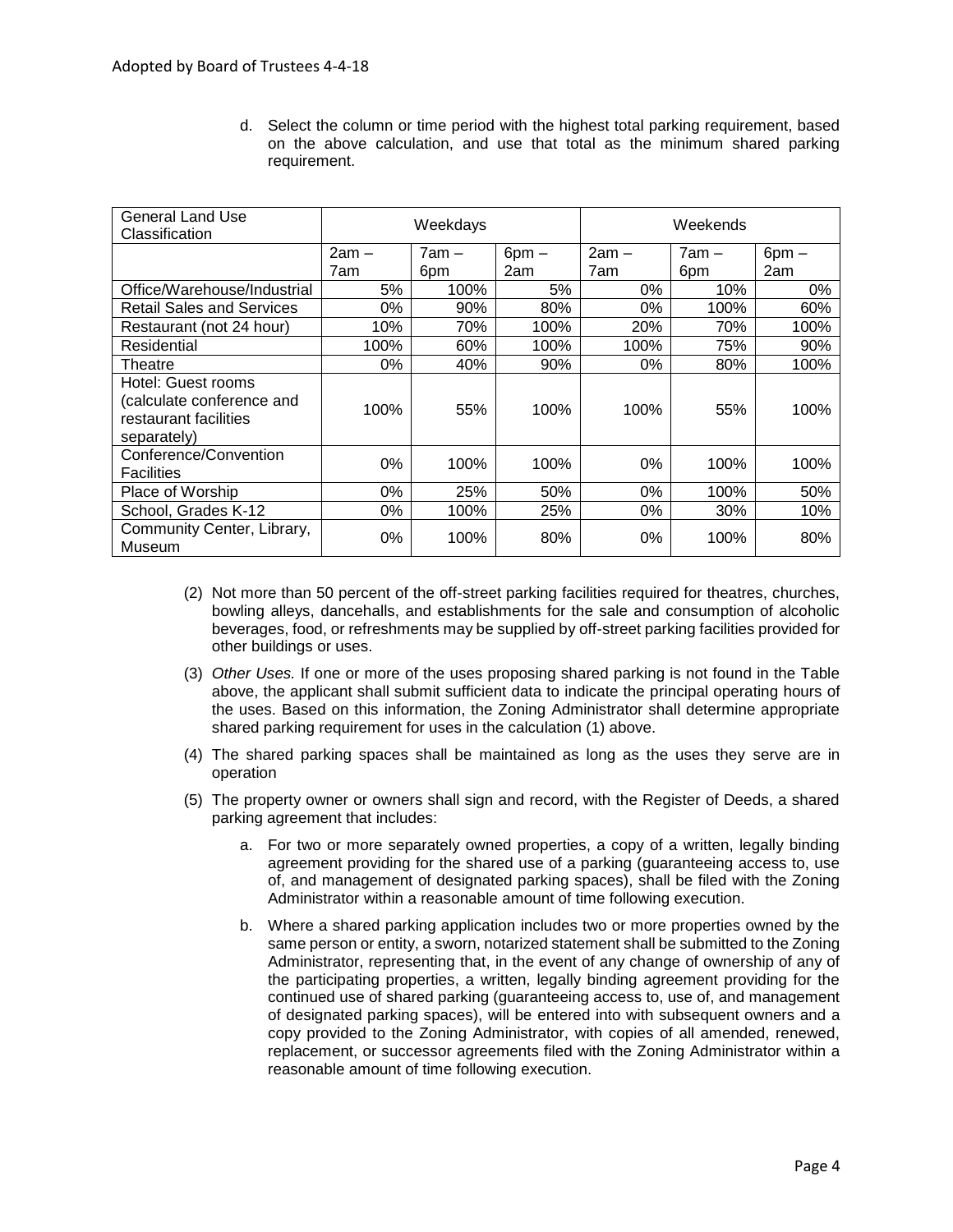d. Select the column or time period with the highest total parking requirement, based on the above calculation, and use that total as the minimum shared parking requirement.

| General Land Use Classification | Weekdays | | | Weekends | | |
|---|---|---|---|---|---|---|
| | 2am – 7am | 7am – 6pm | 6pm – 2am | 2am – 7am | 7am – 6pm | 6pm – 2am |
| Office/Warehouse/Industrial | 5% | 100% | 5% | 0% | 10% | 0% |
| Retail Sales and Services | 0% | 90% | 80% | 0% | 100% | 60% |
| Restaurant (not 24 hour) | 10% | 70% | 100% | 20% | 70% | 100% |
| Residential | 100% | 60% | 100% | 100% | 75% | 90% |
| Theatre | 0% | 40% | 90% | 0% | 80% | 100% |
| Hotel: Guest rooms (calculate conference and restaurant facilities separately) | 100% | 55% | 100% | 100% | 55% | 100% |
| Conference/Convention Facilities | 0% | 100% | 100% | 0% | 100% | 100% |
| Place of Worship | 0% | 25% | 50% | 0% | 100% | 50% |
| School, Grades K-12 | 0% | 100% | 25% | 0% | 30% | 10% |
| Community Center, Library, Museum | 0% | 100% | 80% | 0% | 100% | 80% |

(2) Not more than 50 percent of the off-street parking facilities required for theatres, churches, bowling alleys, dancehalls, and establishments for the sale and consumption of alcoholic beverages, food, or refreshments may be supplied by off-street parking facilities provided for other buildings or uses.

(3) *Other Uses.* If one or more of the uses proposing shared parking is not found in the Table above, the applicant shall submit sufficient data to indicate the principal operating hours of the uses. Based on this information, the Zoning Administrator shall determine appropriate shared parking requirement for uses in the calculation (1) above.

(4) The shared parking spaces shall be maintained as long as the uses they serve are in operation

(5) The property owner or owners shall sign and record, with the Register of Deeds, a shared parking agreement that includes:

a. For two or more separately owned properties, a copy of a written, legally binding agreement providing for the shared use of a parking (guaranteeing access to, use of, and management of designated parking spaces), shall be filed with the Zoning Administrator within a reasonable amount of time following execution.

b. Where a shared parking application includes two or more properties owned by the same person or entity, a sworn, notarized statement shall be submitted to the Zoning Administrator, representing that, in the event of any change of ownership of any of the participating properties, a written, legally binding agreement providing for the continued use of shared parking (guaranteeing access to, use of, and management of designated parking spaces), will be entered into with subsequent owners and a copy provided to the Zoning Administrator, with copies of all amended, renewed, replacement, or successor agreements filed with the Zoning Administrator within a reasonable amount of time following execution.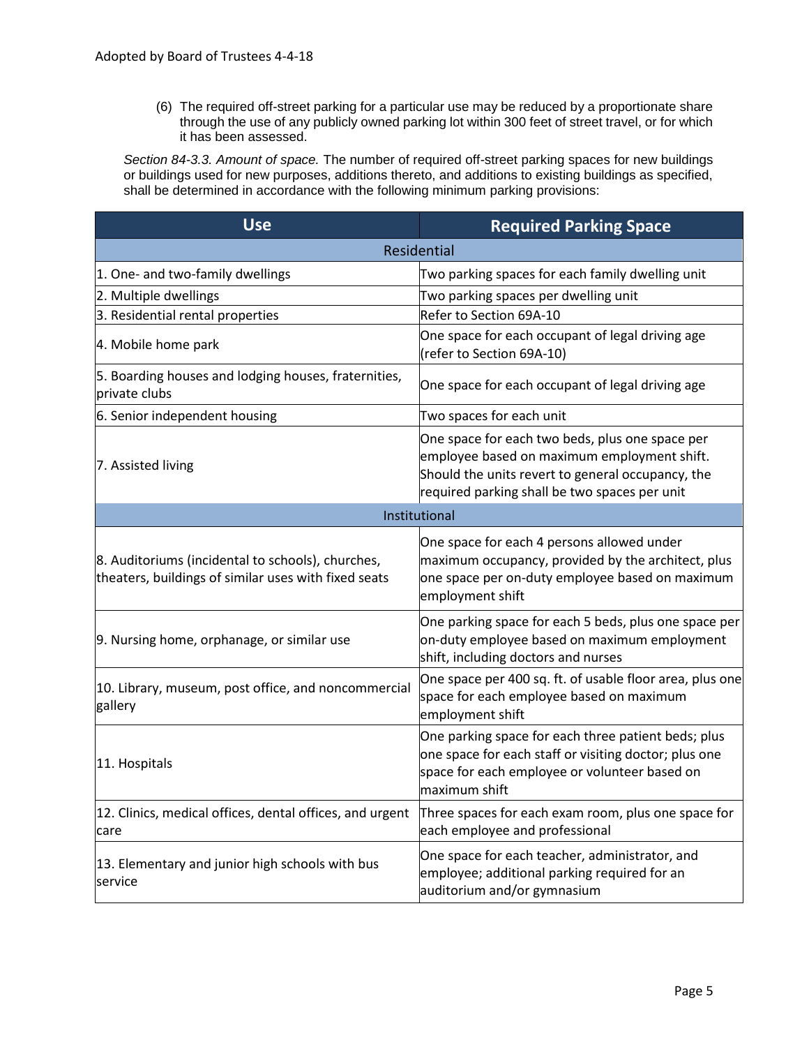(6) The required off-street parking for a particular use may be reduced by a proportionate share through the use of any publicly owned parking lot within 300 feet of street travel, or for which it has been assessed.

*Section 84-3.3. Amount of space.* The number of required off-street parking spaces for new buildings or buildings used for new purposes, additions thereto, and additions to existing buildings as specified, shall be determined in accordance with the following minimum parking provisions:

| Use | Required Parking Space |
|---|---|
| **Residential** | |
| 1. One- and two-family dwellings | Two parking spaces for each family dwelling unit |
| 2. Multiple dwellings | Two parking spaces per dwelling unit |
| 3. Residential rental properties | Refer to Section 69A-10 |
| 4. Mobile home park | One space for each occupant of legal driving age (refer to Section 69A-10) |
| 5. Boarding houses and lodging houses, fraternities, private clubs | One space for each occupant of legal driving age |
| 6. Senior independent housing | Two spaces for each unit |
| 7. Assisted living | One space for each two beds, plus one space per employee based on maximum employment shift. Should the units revert to general occupancy, the required parking shall be two spaces per unit |
| **Institutional** | |
| 8. Auditoriums (incidental to schools), churches, theaters, buildings of similar uses with fixed seats | One space for each 4 persons allowed under maximum occupancy, provided by the architect, plus one space per on-duty employee based on maximum employment shift |
| 9. Nursing home, orphanage, or similar use | One parking space for each 5 beds, plus one space per on-duty employee based on maximum employment shift, including doctors and nurses |
| 10. Library, museum, post office, and noncommercial gallery | One space per 400 sq. ft. of usable floor area, plus one space for each employee based on maximum employment shift |
| 11. Hospitals | One parking space for each three patient beds; plus one space for each staff or visiting doctor; plus one space for each employee or volunteer based on maximum shift |
| 12. Clinics, medical offices, dental offices, and urgent care | Three spaces for each exam room, plus one space for each employee and professional |
| 13. Elementary and junior high schools with bus service | One space for each teacher, administrator, and employee; additional parking required for an auditorium and/or gymnasium |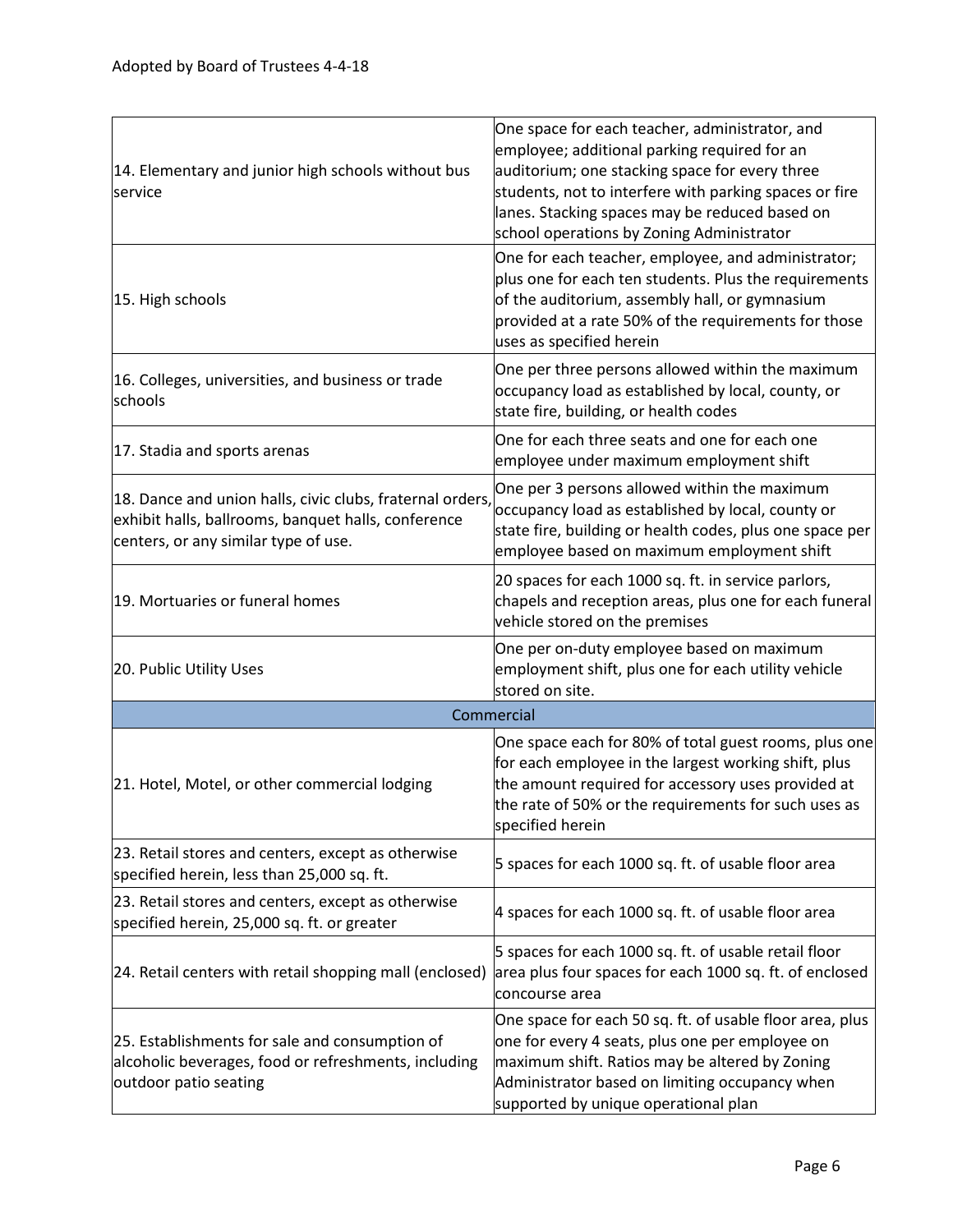Adopted by Board of Trustees 4-4-18

| | |
|---|---|
| 14. Elementary and junior high schools without bus service | One space for each teacher, administrator, and employee; additional parking required for an auditorium; one stacking space for every three students, not to interfere with parking spaces or fire lanes. Stacking spaces may be reduced based on school operations by Zoning Administrator |
| 15. High schools | One for each teacher, employee, and administrator; plus one for each ten students. Plus the requirements of the auditorium, assembly hall, or gymnasium provided at a rate 50% of the requirements for those uses as specified herein |
| 16. Colleges, universities, and business or trade schools | One per three persons allowed within the maximum occupancy load as established by local, county, or state fire, building, or health codes |
| 17. Stadia and sports arenas | One for each three seats and one for each one employee under maximum employment shift |
| 18. Dance and union halls, civic clubs, fraternal orders, exhibit halls, ballrooms, banquet halls, conference centers, or any similar type of use. | One per 3 persons allowed within the maximum occupancy load as established by local, county or state fire, building or health codes, plus one space per employee based on maximum employment shift |
| 19. Mortuaries or funeral homes | 20 spaces for each 1000 sq. ft. in service parlors, chapels and reception areas, plus one for each funeral vehicle stored on the premises |
| 20. Public Utility Uses | One per on-duty employee based on maximum employment shift, plus one for each utility vehicle stored on site. |
| **Commercial** | |
| 21. Hotel, Motel, or other commercial lodging | One space each for 80% of total guest rooms, plus one for each employee in the largest working shift, plus the amount required for accessory uses provided at the rate of 50% or the requirements for such uses as specified herein |
| 23. Retail stores and centers, except as otherwise specified herein, less than 25,000 sq. ft. | 5 spaces for each 1000 sq. ft. of usable floor area |
| 23. Retail stores and centers, except as otherwise specified herein, 25,000 sq. ft. or greater | 4 spaces for each 1000 sq. ft. of usable floor area |
| 24. Retail centers with retail shopping mall (enclosed) | 5 spaces for each 1000 sq. ft. of usable retail floor area plus four spaces for each 1000 sq. ft. of enclosed concourse area |
| 25. Establishments for sale and consumption of alcoholic beverages, food or refreshments, including outdoor patio seating | One space for each 50 sq. ft. of usable floor area, plus one for every 4 seats, plus one per employee on maximum shift. Ratios may be altered by Zoning Administrator based on limiting occupancy when supported by unique operational plan |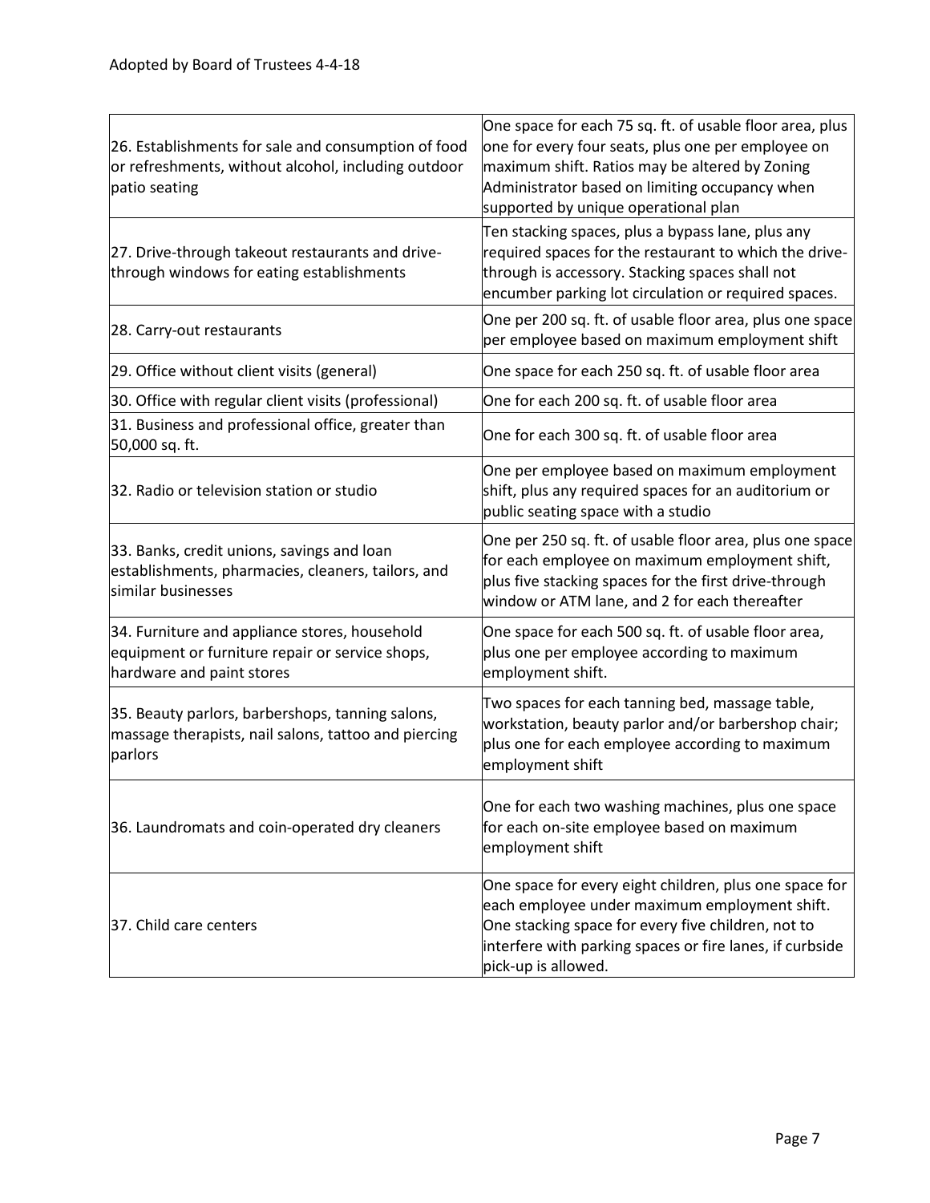| | |
|---|---|
| 26. Establishments for sale and consumption of food or refreshments, without alcohol, including outdoor patio seating | One space for each 75 sq. ft. of usable floor area, plus one for every four seats, plus one per employee on maximum shift. Ratios may be altered by Zoning Administrator based on limiting occupancy when supported by unique operational plan |
| 27. Drive-through takeout restaurants and drive-through windows for eating establishments | Ten stacking spaces, plus a bypass lane, plus any required spaces for the restaurant to which the drive-through is accessory. Stacking spaces shall not encumber parking lot circulation or required spaces. |
| 28. Carry-out restaurants | One per 200 sq. ft. of usable floor area, plus one space per employee based on maximum employment shift |
| 29. Office without client visits (general) | One space for each 250 sq. ft. of usable floor area |
| 30. Office with regular client visits (professional) | One for each 200 sq. ft. of usable floor area |
| 31. Business and professional office, greater than 50,000 sq. ft. | One for each 300 sq. ft. of usable floor area |
| 32. Radio or television station or studio | One per employee based on maximum employment shift, plus any required spaces for an auditorium or public seating space with a studio |
| 33. Banks, credit unions, savings and loan establishments, pharmacies, cleaners, tailors, and similar businesses | One per 250 sq. ft. of usable floor area, plus one space for each employee on maximum employment shift, plus five stacking spaces for the first drive-through window or ATM lane, and 2 for each thereafter |
| 34. Furniture and appliance stores, household equipment or furniture repair or service shops, hardware and paint stores | One space for each 500 sq. ft. of usable floor area, plus one per employee according to maximum employment shift. |
| 35. Beauty parlors, barbershops, tanning salons, massage therapists, nail salons, tattoo and piercing parlors | Two spaces for each tanning bed, massage table, workstation, beauty parlor and/or barbershop chair; plus one for each employee according to maximum employment shift |
| 36. Laundromats and coin-operated dry cleaners | One for each two washing machines, plus one space for each on-site employee based on maximum employment shift |
| 37. Child care centers | One space for every eight children, plus one space for each employee under maximum employment shift. One stacking space for every five children, not to interfere with parking spaces or fire lanes, if curbside pick-up is allowed. |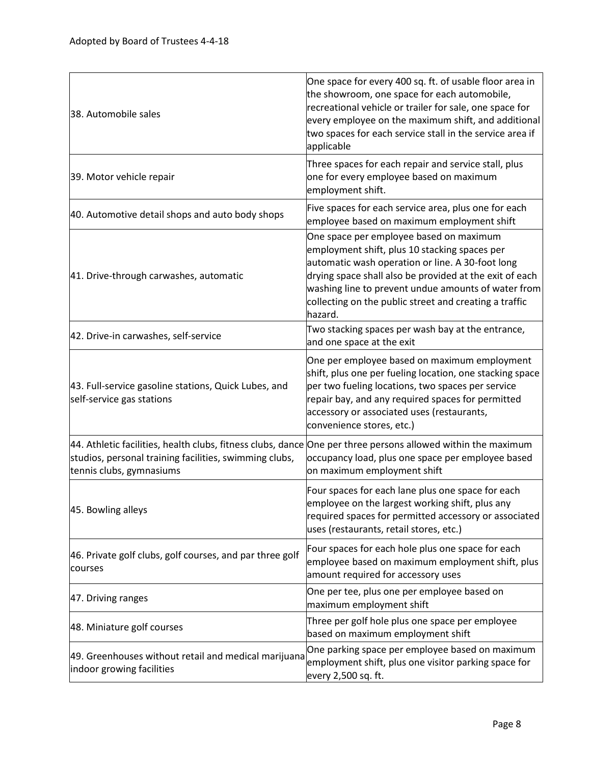| | |
|---|---|
| 38. Automobile sales | One space for every 400 sq. ft. of usable floor area in the showroom, one space for each automobile, recreational vehicle or trailer for sale, one space for every employee on the maximum shift, and additional two spaces for each service stall in the service area if applicable |
| 39. Motor vehicle repair | Three spaces for each repair and service stall, plus one for every employee based on maximum employment shift. |
| 40. Automotive detail shops and auto body shops | Five spaces for each service area, plus one for each employee based on maximum employment shift |
| 41. Drive-through carwashes, automatic | One space per employee based on maximum employment shift, plus 10 stacking spaces per automatic wash operation or line. A 30-foot long drying space shall also be provided at the exit of each washing line to prevent undue amounts of water from collecting on the public street and creating a traffic hazard. |
| 42. Drive-in carwashes, self-service | Two stacking spaces per wash bay at the entrance, and one space at the exit |
| 43. Full-service gasoline stations, Quick Lubes, and self-service gas stations | One per employee based on maximum employment shift, plus one per fueling location, one stacking space per two fueling locations, two spaces per service repair bay, and any required spaces for permitted accessory or associated uses (restaurants, convenience stores, etc.) |
| 44. Athletic facilities, health clubs, fitness clubs, dance studios, personal training facilities, swimming clubs, tennis clubs, gymnasiums | One per three persons allowed within the maximum occupancy load, plus one space per employee based on maximum employment shift |
| 45. Bowling alleys | Four spaces for each lane plus one space for each employee on the largest working shift, plus any required spaces for permitted accessory or associated uses (restaurants, retail stores, etc.) |
| 46. Private golf clubs, golf courses, and par three golf courses | Four spaces for each hole plus one space for each employee based on maximum employment shift, plus amount required for accessory uses |
| 47. Driving ranges | One per tee, plus one per employee based on maximum employment shift |
| 48. Miniature golf courses | Three per golf hole plus one space per employee based on maximum employment shift |
| 49. Greenhouses without retail and medical marijuana indoor growing facilities | One parking space per employee based on maximum employment shift, plus one visitor parking space for every 2,500 sq. ft. |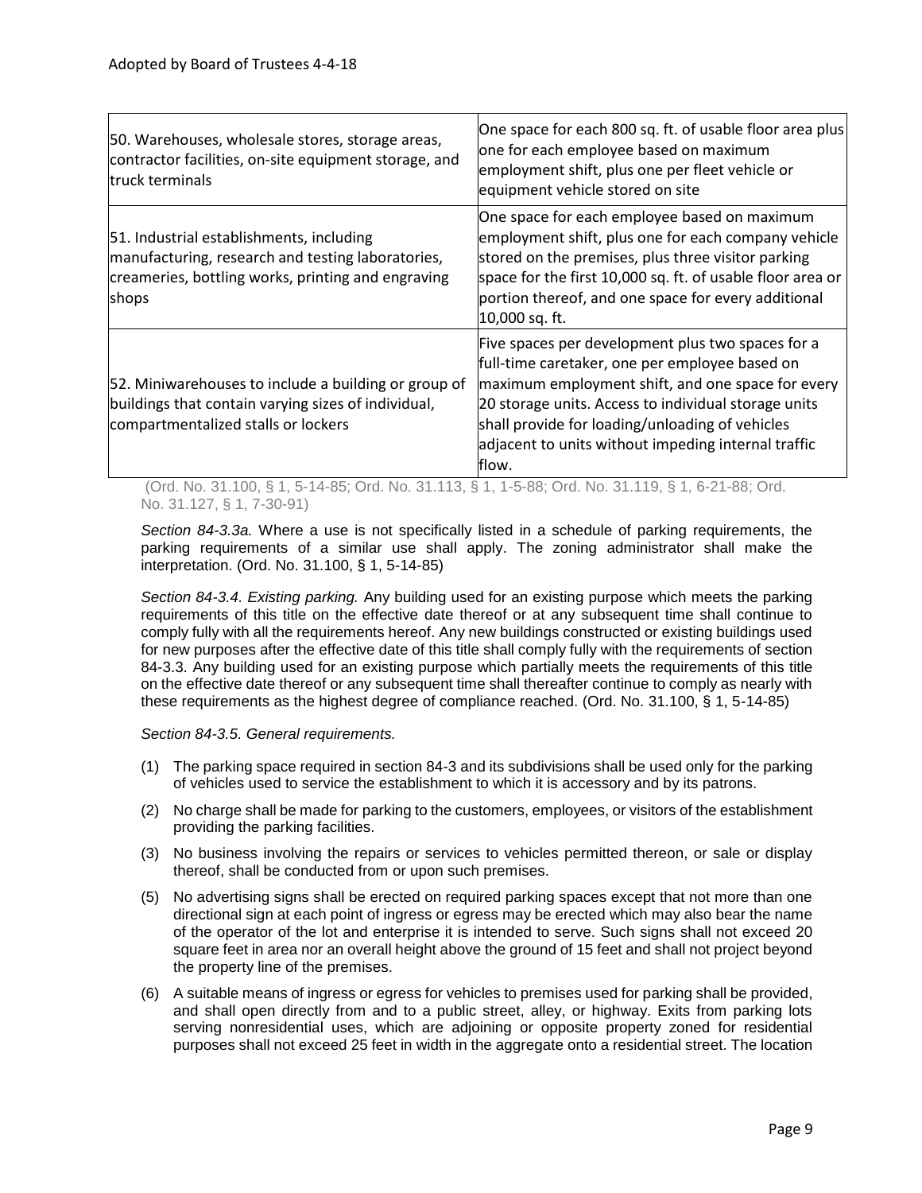| | |
|---|---|
| 50. Warehouses, wholesale stores, storage areas, contractor facilities, on-site equipment storage, and truck terminals | One space for each 800 sq. ft. of usable floor area plus one for each employee based on maximum employment shift, plus one per fleet vehicle or equipment vehicle stored on site |
| 51. Industrial establishments, including manufacturing, research and testing laboratories, creameries, bottling works, printing and engraving shops | One space for each employee based on maximum employment shift, plus one for each company vehicle stored on the premises, plus three visitor parking space for the first 10,000 sq. ft. of usable floor area or portion thereof, and one space for every additional 10,000 sq. ft. |
| 52. Miniwarehouses to include a building or group of buildings that contain varying sizes of individual, compartmentalized stalls or lockers | Five spaces per development plus two spaces for a full-time caretaker, one per employee based on maximum employment shift, and one space for every 20 storage units. Access to individual storage units shall provide for loading/unloading of vehicles adjacent to units without impeding internal traffic flow. |

(Ord. No. 31.100, § 1, 5-14-85; Ord. No. 31.113, § 1, 1-5-88; Ord. No. 31.119, § 1, 6-21-88; Ord. No. 31.127, § 1, 7-30-91)

*Section 84-3.3a.* Where a use is not specifically listed in a schedule of parking requirements, the parking requirements of a similar use shall apply. The zoning administrator shall make the interpretation. (Ord. No. 31.100, § 1, 5-14-85)

*Section 84-3.4. Existing parking.* Any building used for an existing purpose which meets the parking requirements of this title on the effective date thereof or at any subsequent time shall continue to comply fully with all the requirements hereof. Any new buildings constructed or existing buildings used for new purposes after the effective date of this title shall comply fully with the requirements of section 84-3.3. Any building used for an existing purpose which partially meets the requirements of this title on the effective date thereof or any subsequent time shall thereafter continue to comply as nearly with these requirements as the highest degree of compliance reached. (Ord. No. 31.100, § 1, 5-14-85)

*Section 84-3.5. General requirements.*

(1) The parking space required in section 84-3 and its subdivisions shall be used only for the parking of vehicles used to service the establishment to which it is accessory and by its patrons.

(2) No charge shall be made for parking to the customers, employees, or visitors of the establishment providing the parking facilities.

(3) No business involving the repairs or services to vehicles permitted thereon, or sale or display thereof, shall be conducted from or upon such premises.

(5) No advertising signs shall be erected on required parking spaces except that not more than one directional sign at each point of ingress or egress may be erected which may also bear the name of the operator of the lot and enterprise it is intended to serve. Such signs shall not exceed 20 square feet in area nor an overall height above the ground of 15 feet and shall not project beyond the property line of the premises.

(6) A suitable means of ingress or egress for vehicles to premises used for parking shall be provided, and shall open directly from and to a public street, alley, or highway. Exits from parking lots serving nonresidential uses, which are adjoining or opposite property zoned for residential purposes shall not exceed 25 feet in width in the aggregate onto a residential street. The location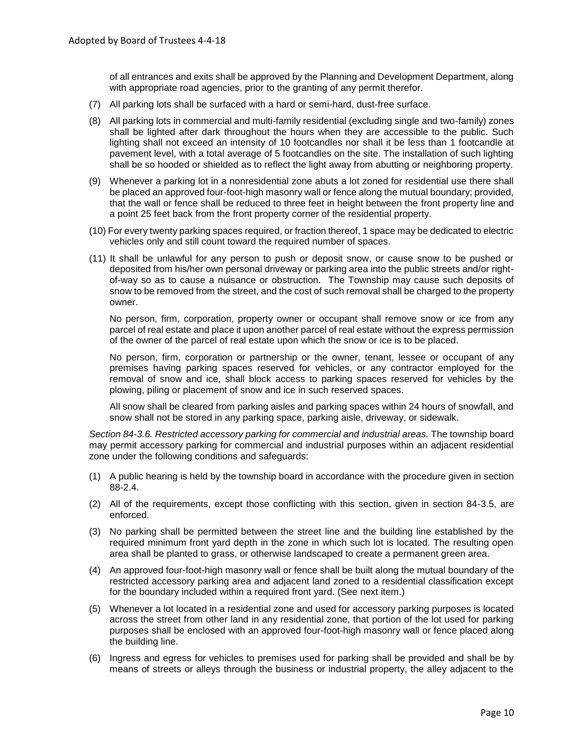of all entrances and exits shall be approved by the Planning and Development Department, along with appropriate road agencies, prior to the granting of any permit therefor.

(7) All parking lots shall be surfaced with a hard or semi-hard, dust-free surface.

(8) All parking lots in commercial and multi-family residential (excluding single and two-family) zones shall be lighted after dark throughout the hours when they are accessible to the public. Such lighting shall not exceed an intensity of 10 footcandles nor shall it be less than 1 footcandle at pavement level, with a total average of 5 footcandles on the site. The installation of such lighting shall be so hooded or shielded as to reflect the light away from abutting or neighboring property.

(9) Whenever a parking lot in a nonresidential zone abuts a lot zoned for residential use there shall be placed an approved four-foot-high masonry wall or fence along the mutual boundary; provided, that the wall or fence shall be reduced to three feet in height between the front property line and a point 25 feet back from the front property corner of the residential property.

(10) For every twenty parking spaces required, or fraction thereof, 1 space may be dedicated to electric vehicles only and still count toward the required number of spaces.

(11) It shall be unlawful for any person to push or deposit snow, or cause snow to be pushed or deposited from his/her own personal driveway or parking area into the public streets and/or right-of-way so as to cause a nuisance or obstruction. The Township may cause such deposits of snow to be removed from the street, and the cost of such removal shall be charged to the property owner.

No person, firm, corporation, property owner or occupant shall remove snow or ice from any parcel of real estate and place it upon another parcel of real estate without the express permission of the owner of the parcel of real estate upon which the snow or ice is to be placed.

No person, firm, corporation or partnership or the owner, tenant, lessee or occupant of any premises having parking spaces reserved for vehicles, or any contractor employed for the removal of snow and ice, shall block access to parking spaces reserved for vehicles by the plowing, piling or placement of snow and ice in such reserved spaces.

All snow shall be cleared from parking aisles and parking spaces within 24 hours of snowfall, and snow shall not be stored in any parking space, parking aisle, driveway, or sidewalk.

*Section 84-3.6. Restricted accessory parking for commercial and industrial areas.* The township board may permit accessory parking for commercial and industrial purposes within an adjacent residential zone under the following conditions and safeguards:

(1) A public hearing is held by the township board in accordance with the procedure given in section 88-2.4.

(2) All of the requirements, except those conflicting with this section, given in section 84-3.5, are enforced.

(3) No parking shall be permitted between the street line and the building line established by the required minimum front yard depth in the zone in which such lot is located. The resulting open area shall be planted to grass, or otherwise landscaped to create a permanent green area.

(4) An approved four-foot-high masonry wall or fence shall be built along the mutual boundary of the restricted accessory parking area and adjacent land zoned to a residential classification except for the boundary included within a required front yard. (See next item.)

(5) Whenever a lot located in a residential zone and used for accessory parking purposes is located across the street from other land in any residential zone, that portion of the lot used for parking purposes shall be enclosed with an approved four-foot-high masonry wall or fence placed along the building line.

(6) Ingress and egress for vehicles to premises used for parking shall be provided and shall be by means of streets or alleys through the business or industrial property, the alley adjacent to the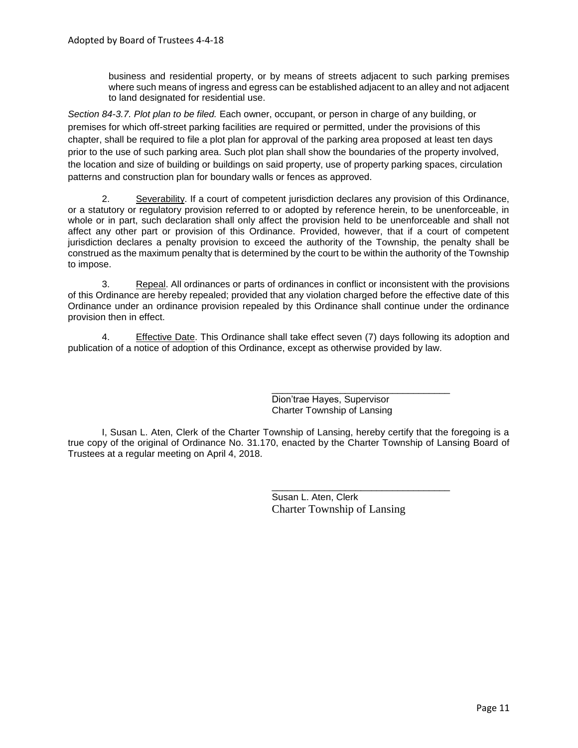business and residential property, or by means of streets adjacent to such parking premises where such means of ingress and egress can be established adjacent to an alley and not adjacent to land designated for residential use.

*Section 84-3.7. Plot plan to be filed.* Each owner, occupant, or person in charge of any building, or premises for which off-street parking facilities are required or permitted, under the provisions of this chapter, shall be required to file a plot plan for approval of the parking area proposed at least ten days prior to the use of such parking area. Such plot plan shall show the boundaries of the property involved, the location and size of building or buildings on said property, use of property parking spaces, circulation patterns and construction plan for boundary walls or fences as approved.

2. Severability. If a court of competent jurisdiction declares any provision of this Ordinance, or a statutory or regulatory provision referred to or adopted by reference herein, to be unenforceable, in whole or in part, such declaration shall only affect the provision held to be unenforceable and shall not affect any other part or provision of this Ordinance. Provided, however, that if a court of competent jurisdiction declares a penalty provision to exceed the authority of the Township, the penalty shall be construed as the maximum penalty that is determined by the court to be within the authority of the Township to impose.

3. Repeal. All ordinances or parts of ordinances in conflict or inconsistent with the provisions of this Ordinance are hereby repealed; provided that any violation charged before the effective date of this Ordinance under an ordinance provision repealed by this Ordinance shall continue under the ordinance provision then in effect.

4. Effective Date. This Ordinance shall take effect seven (7) days following its adoption and publication of a notice of adoption of this Ordinance, except as otherwise provided by law.

\_\_\_\_\_\_\_\_\_\_\_\_\_\_\_\_\_\_\_\_\_\_\_\_\_\_\_\_\_\_\_\_\_\_
Dion'trae Hayes, Supervisor
Charter Township of Lansing

I, Susan L. Aten, Clerk of the Charter Township of Lansing, hereby certify that the foregoing is a true copy of the original of Ordinance No. 31.170, enacted by the Charter Township of Lansing Board of Trustees at a regular meeting on April 4, 2018.

\_\_\_\_\_\_\_\_\_\_\_\_\_\_\_\_\_\_\_\_\_\_\_\_\_\_\_\_\_\_\_\_\_\_
Susan L. Aten, Clerk
Charter Township of Lansing